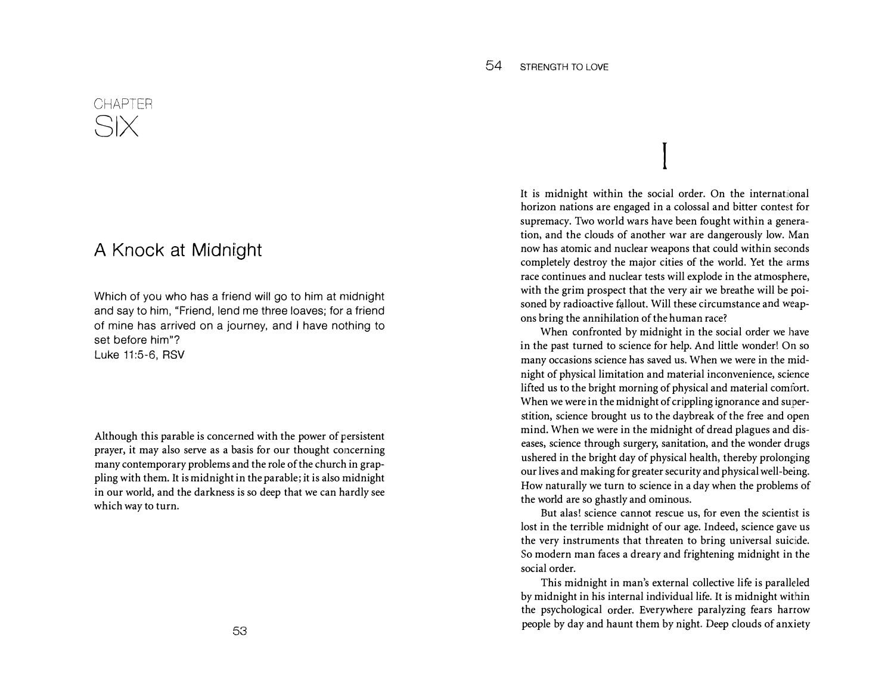# CHAPTER SIX

## A Knock at Midnight

Which of you who has a friend will go to him at midnight and say to him, "Friend, lend me three loaves; for a friend of mine has arrived on a journey, and I have nothing to set before him"?
Luke 11:5-6, RSV

Although this parable is concerned with the power of persistent prayer, it may also serve as a basis for our thought concerning many contemporary problems and the role of the church in grappling with them. It is midnight in the parable; it is also midnight in our world, and the darkness is so deep that we can hardly see which way to turn.

### I

It is midnight within the social order. On the international horizon nations are engaged in a colossal and bitter contest for supremacy. Two world wars have been fought within a generation, and the clouds of another war are dangerously low. Man now has atomic and nuclear weapons that could within seconds completely destroy the major cities of the world. Yet the arms race continues and nuclear tests will explode in the atmosphere, with the grim prospect that the very air we breathe will be poisoned by radioactive fallout. Will these circumstance and weapons bring the annihilation of the human race?

When confronted by midnight in the social order we have in the past turned to science for help. And little wonder! On so many occasions science has saved us. When we were in the midnight of physical limitation and material inconvenience, science lifted us to the bright morning of physical and material comfort. When we were in the midnight of crippling ignorance and superstition, science brought us to the daybreak of the free and open mind. When we were in the midnight of dread plagues and diseases, science through surgery, sanitation, and the wonder drugs ushered in the bright day of physical health, thereby prolonging our lives and making for greater security and physical well-being. How naturally we turn to science in a day when the problems of the world are so ghastly and ominous.

But alas! science cannot rescue us, for even the scientist is lost in the terrible midnight of our age. Indeed, science gave us the very instruments that threaten to bring universal suicide. So modern man faces a dreary and frightening midnight in the social order.

This midnight in man's external collective life is paralleled by midnight in his internal individual life. It is midnight within the psychological order. Everywhere paralyzing fears harrow people by day and haunt them by night. Deep clouds of anxiety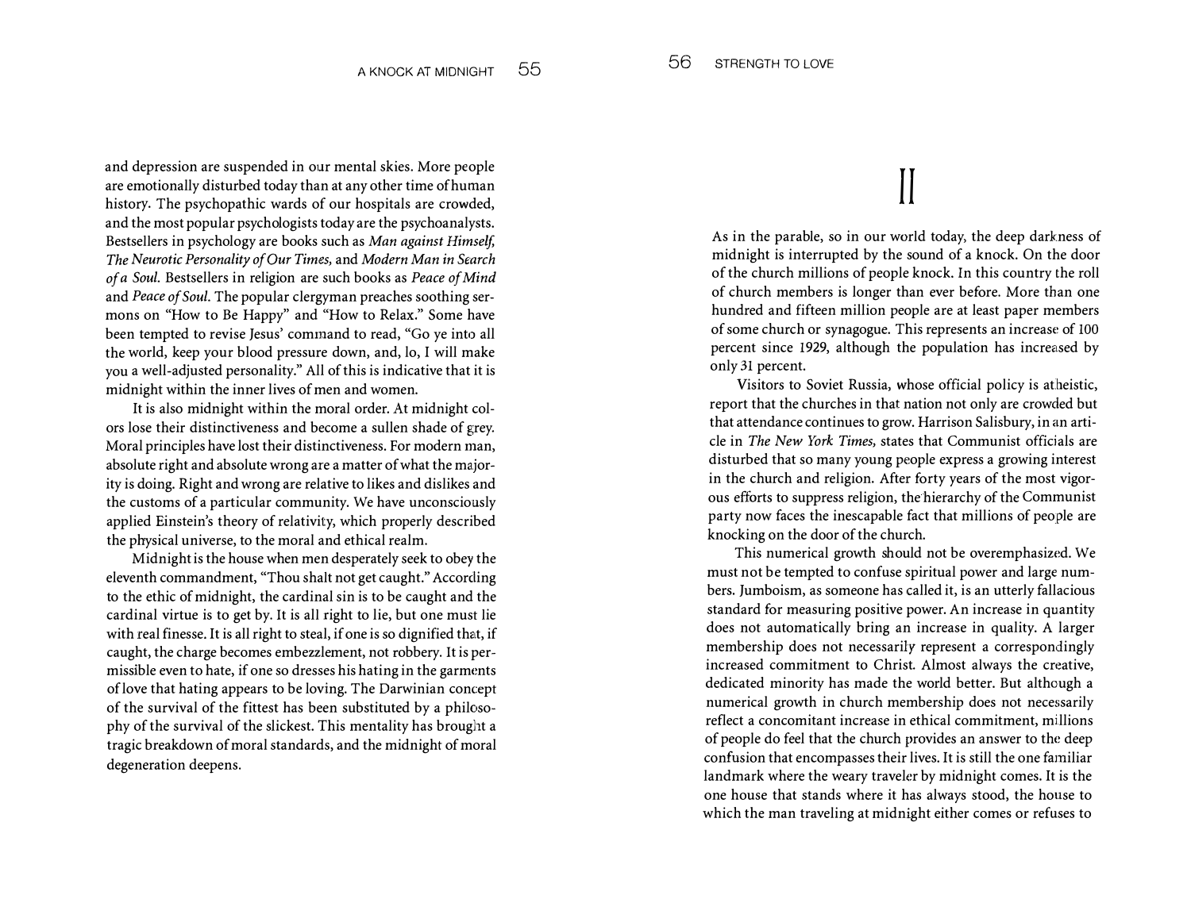and depression are suspended in our mental skies. More people are emotionally disturbed today than at any other time of human history. The psychopathic wards of our hospitals are crowded, and the most popular psychologists today are the psychoanalysts. Bestsellers in psychology are books such as *Man against Himself, The Neurotic Personality of Our Times,* and *Modern Man in Search of a Soul.* Bestsellers in religion are such books as *Peace of Mind* and *Peace of Soul.* The popular clergyman preaches soothing sermons on "How to Be Happy" and "How to Relax." Some have been tempted to revise Jesus' command to read, "Go ye into all the world, keep your blood pressure down, and, lo, I will make you a well-adjusted personality." All of this is indicative that it is midnight within the inner lives of men and women.

It is also midnight within the moral order. At midnight colors lose their distinctiveness and become a sullen shade of grey. Moral principles have lost their distinctiveness. For modern man, absolute right and absolute wrong are a matter of what the majority is doing. Right and wrong are relative to likes and dislikes and the customs of a particular community. We have unconsciously applied Einstein's theory of relativity, which properly described the physical universe, to the moral and ethical realm.

Midnight is the house when men desperately seek to obey the eleventh commandment, "Thou shalt not get caught." According to the ethic of midnight, the cardinal sin is to be caught and the cardinal virtue is to get by. It is all right to lie, but one must lie with real finesse. It is all right to steal, if one is so dignified that, if caught, the charge becomes embezzlement, not robbery. It is permissible even to hate, if one so dresses his hating in the garments of love that hating appears to be loving. The Darwinian concept of the survival of the fittest has been substituted by a philosophy of the survival of the slickest. This mentality has brought a tragic breakdown of moral standards, and the midnight of moral degeneration deepens.

## II

As in the parable, so in our world today, the deep darkness of midnight is interrupted by the sound of a knock. On the door of the church millions of people knock. In this country the roll of church members is longer than ever before. More than one hundred and fifteen million people are at least paper members of some church or synagogue. This represents an increase of 100 percent since 1929, although the population has increased by only 31 percent.

Visitors to Soviet Russia, whose official policy is atheistic, report that the churches in that nation not only are crowded but that attendance continues to grow. Harrison Salisbury, in an article in *The New York Times,* states that Communist officials are disturbed that so many young people express a growing interest in the church and religion. After forty years of the most vigorous efforts to suppress religion, the hierarchy of the Communist party now faces the inescapable fact that millions of people are knocking on the door of the church.

This numerical growth should not be overemphasized. We must not be tempted to confuse spiritual power and large numbers. Jumboism, as someone has called it, is an utterly fallacious standard for measuring positive power. An increase in quantity does not automatically bring an increase in quality. A larger membership does not necessarily represent a correspondingly increased commitment to Christ. Almost always the creative, dedicated minority has made the world better. But although a numerical growth in church membership does not necessarily reflect a concomitant increase in ethical commitment, millions of people do feel that the church provides an answer to the deep confusion that encompasses their lives. It is still the one familiar landmark where the weary traveler by midnight comes. It is the one house that stands where it has always stood, the house to which the man traveling at midnight either comes or refuses to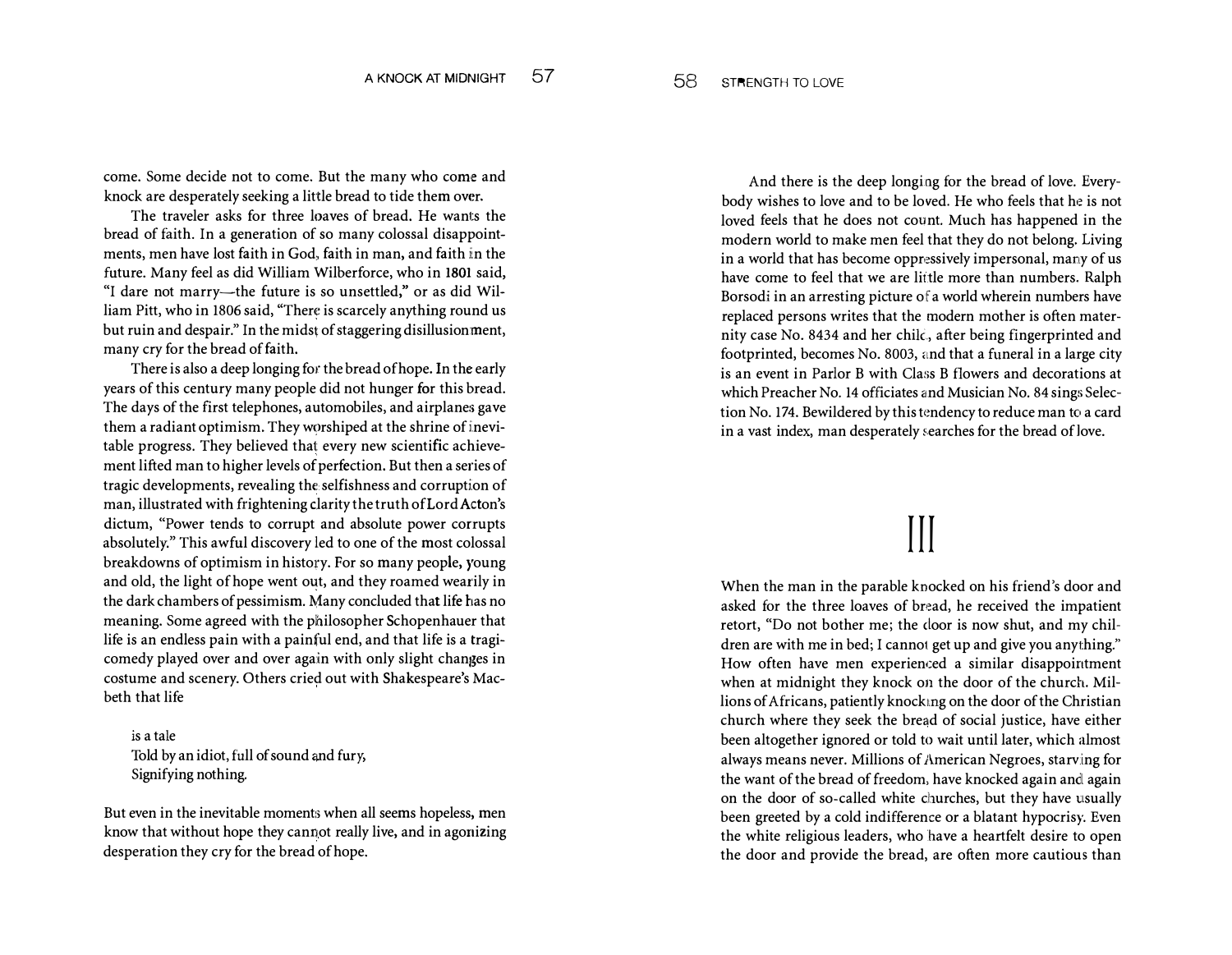come. Some decide not to come. But the many who come and knock are desperately seeking a little bread to tide them over.

The traveler asks for three loaves of bread. He wants the bread of faith. In a generation of so many colossal disappointments, men have lost faith in God, faith in man, and faith in the future. Many feel as did William Wilberforce, who in 1801 said, "I dare not marry—the future is so unsettled," or as did William Pitt, who in 1806 said, "There is scarcely anything round us but ruin and despair." In the midst of staggering disillusionment, many cry for the bread of faith.

There is also a deep longing for the bread of hope. In the early years of this century many people did not hunger for this bread. The days of the first telephones, automobiles, and airplanes gave them a radiant optimism. They worshiped at the shrine of inevitable progress. They believed that every new scientific achievement lifted man to higher levels of perfection. But then a series of tragic developments, revealing the selfishness and corruption of man, illustrated with frightening clarity the truth of Lord Acton's dictum, "Power tends to corrupt and absolute power corrupts absolutely." This awful discovery led to one of the most colossal breakdowns of optimism in history. For so many people, young and old, the light of hope went out, and they roamed wearily in the dark chambers of pessimism. Many concluded that life has no meaning. Some agreed with the philosopher Schopenhauer that life is an endless pain with a painful end, and that life is a tragicomedy played over and over again with only slight changes in costume and scenery. Others cried out with Shakespeare's Macbeth that life

> is a tale
> Told by an idiot, full of sound and fury,
> Signifying nothing.

But even in the inevitable moments when all seems hopeless, men know that without hope they cannot really live, and in agonizing desperation they cry for the bread of hope.

And there is the deep longing for the bread of love. Everybody wishes to love and to be loved. He who feels that he is not loved feels that he does not count. Much has happened in the modern world to make men feel that they do not belong. Living in a world that has become oppressively impersonal, many of us have come to feel that we are little more than numbers. Ralph Borsodi in an arresting picture of a world wherein numbers have replaced persons writes that the modern mother is often maternity case No. 8434 and her child, after being fingerprinted and footprinted, becomes No. 8003, and that a funeral in a large city is an event in Parlor B with Class B flowers and decorations at which Preacher No. 14 officiates and Musician No. 84 sings Selection No. 174. Bewildered by this tendency to reduce man to a card in a vast index, man desperately searches for the bread of love.

## III

When the man in the parable knocked on his friend's door and asked for the three loaves of bread, he received the impatient retort, "Do not bother me; the door is now shut, and my children are with me in bed; I cannot get up and give you anything." How often have men experienced a similar disappointment when at midnight they knock on the door of the church. Millions of Africans, patiently knocking on the door of the Christian church where they seek the bread of social justice, have either been altogether ignored or told to wait until later, which almost always means never. Millions of American Negroes, starving for the want of the bread of freedom, have knocked again and again on the door of so-called white churches, but they have usually been greeted by a cold indifference or a blatant hypocrisy. Even the white religious leaders, who have a heartfelt desire to open the door and provide the bread, are often more cautious than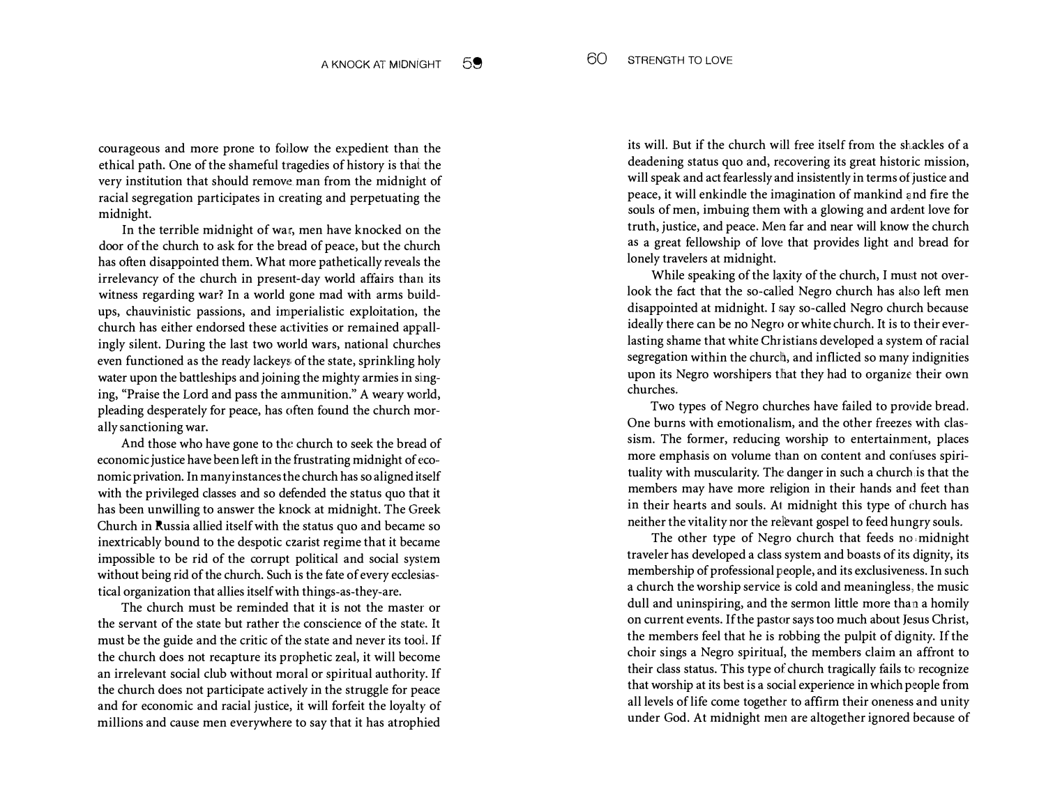courageous and more prone to follow the expedient than the ethical path. One of the shameful tragedies of history is that the very institution that should remove man from the midnight of racial segregation participates in creating and perpetuating the midnight.

In the terrible midnight of war, men have knocked on the door of the church to ask for the bread of peace, but the church has often disappointed them. What more pathetically reveals the irrelevancy of the church in present-day world affairs than its witness regarding war? In a world gone mad with arms build-ups, chauvinistic passions, and imperialistic exploitation, the church has either endorsed these activities or remained appallingly silent. During the last two world wars, national churches even functioned as the ready lackeys of the state, sprinkling holy water upon the battleships and joining the mighty armies in singing, "Praise the Lord and pass the ammunition." A weary world, pleading desperately for peace, has often found the church morally sanctioning war.

And those who have gone to the church to seek the bread of economic justice have been left in the frustrating midnight of economic privation. In many instances the church has so aligned itself with the privileged classes and so defended the status quo that it has been unwilling to answer the knock at midnight. The Greek Church in Russia allied itself with the status quo and became so inextricably bound to the despotic czarist regime that it became impossible to be rid of the corrupt political and social system without being rid of the church. Such is the fate of every ecclesiastical organization that allies itself with things-as-they-are.

The church must be reminded that it is not the master or the servant of the state but rather the conscience of the state. It must be the guide and the critic of the state and never its tool. If the church does not recapture its prophetic zeal, it will become an irrelevant social club without moral or spiritual authority. If the church does not participate actively in the struggle for peace and for economic and racial justice, it will forfeit the loyalty of millions and cause men everywhere to say that it has atrophied its will. But if the church will free itself from the shackles of a deadening status quo and, recovering its great historic mission, will speak and act fearlessly and insistently in terms of justice and peace, it will enkindle the imagination of mankind and fire the souls of men, imbuing them with a glowing and ardent love for truth, justice, and peace. Men far and near will know the church as a great fellowship of love that provides light and bread for lonely travelers at midnight.

While speaking of the laxity of the church, I must not overlook the fact that the so-called Negro church has also left men disappointed at midnight. I say so-called Negro church because ideally there can be no Negro or white church. It is to their everlasting shame that white Christians developed a system of racial segregation within the church, and inflicted so many indignities upon its Negro worshipers that they had to organize their own churches.

Two types of Negro churches have failed to provide bread. One burns with emotionalism, and the other freezes with classism. The former, reducing worship to entertainment, places more emphasis on volume than on content and confuses spirituality with muscularity. The danger in such a church is that the members may have more religion in their hands and feet than in their hearts and souls. At midnight this type of church has neither the vitality nor the relevant gospel to feed hungry souls.

The other type of Negro church that feeds no midnight traveler has developed a class system and boasts of its dignity, its membership of professional people, and its exclusiveness. In such a church the worship service is cold and meaningless, the music dull and uninspiring, and the sermon little more than a homily on current events. If the pastor says too much about Jesus Christ, the members feel that he is robbing the pulpit of dignity. If the choir sings a Negro spiritual, the members claim an affront to their class status. This type of church tragically fails to recognize that worship at its best is a social experience in which people from all levels of life come together to affirm their oneness and unity under God. At midnight men are altogether ignored because of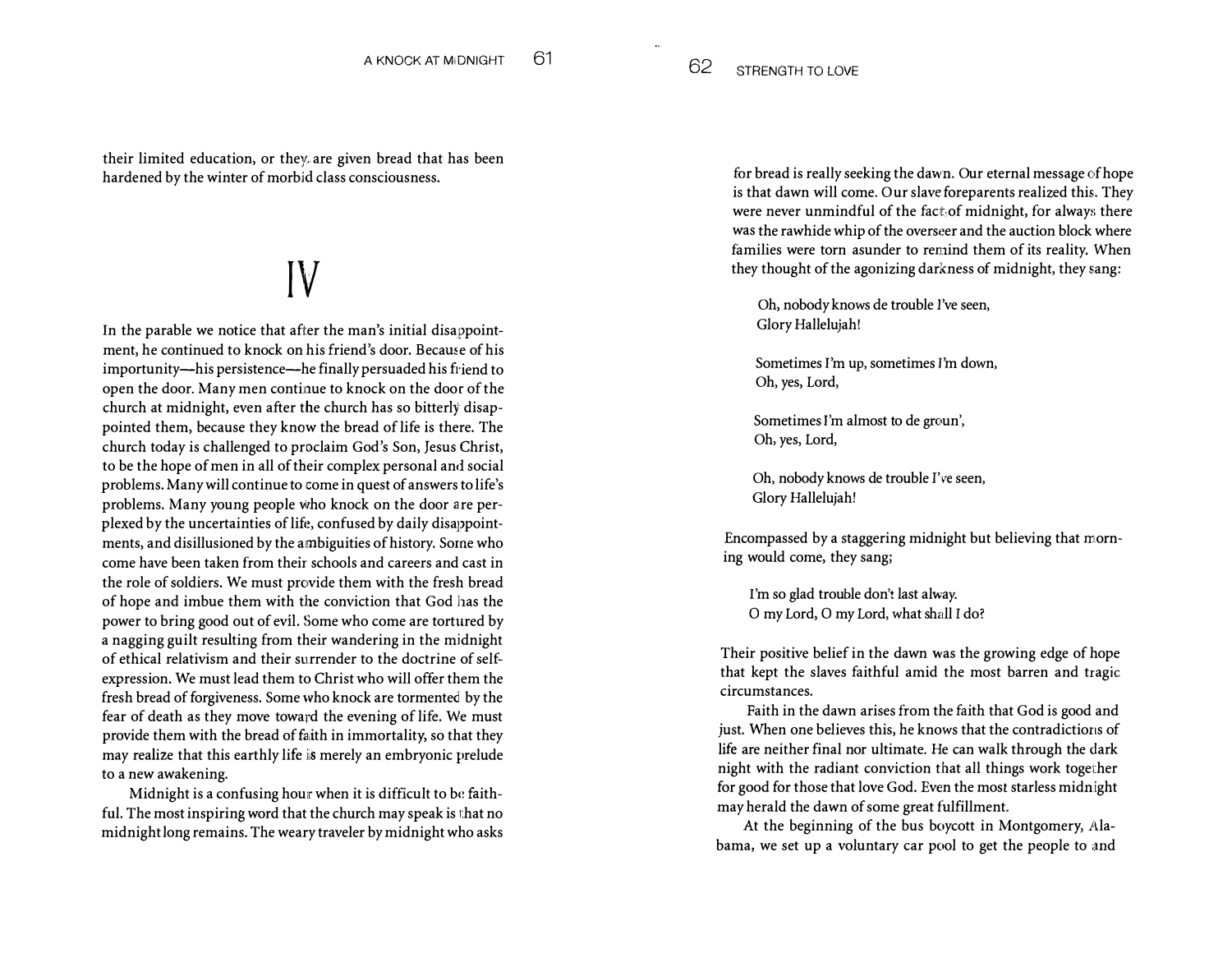their limited education, or they are given bread that has been hardened by the winter of morbid class consciousness.

# IV

In the parable we notice that after the man's initial disappointment, he continued to knock on his friend's door. Because of his importunity—his persistence—he finally persuaded his friend to open the door. Many men continue to knock on the door of the church at midnight, even after the church has so bitterly disappointed them, because they know the bread of life is there. The church today is challenged to proclaim God's Son, Jesus Christ, to be the hope of men in all of their complex personal and social problems. Many will continue to come in quest of answers to life's problems. Many young people who knock on the door are perplexed by the uncertainties of life, confused by daily disappointments, and disillusioned by the ambiguities of history. Some who come have been taken from their schools and careers and cast in the role of soldiers. We must provide them with the fresh bread of hope and imbue them with the conviction that God has the power to bring good out of evil. Some who come are tortured by a nagging guilt resulting from their wandering in the midnight of ethical relativism and their surrender to the doctrine of self-expression. We must lead them to Christ who will offer them the fresh bread of forgiveness. Some who knock are tormented by the fear of death as they move toward the evening of life. We must provide them with the bread of faith in immortality, so that they may realize that this earthly life is merely an embryonic prelude to a new awakening.

Midnight is a confusing hour when it is difficult to be faithful. The most inspiring word that the church may speak is that no midnight long remains. The weary traveler by midnight who asks for bread is really seeking the dawn. Our eternal message of hope is that dawn will come. Our slave foreparents realized this. They were never unmindful of the fact of midnight, for always there was the rawhide whip of the overseer and the auction block where families were torn asunder to remind them of its reality. When they thought of the agonizing darkness of midnight, they sang:

> Oh, nobody knows de trouble I've seen,
> Glory Hallelujah!
>
> Sometimes I'm up, sometimes I'm down,
> Oh, yes, Lord,
>
> Sometimes I'm almost to de groun',
> Oh, yes, Lord,
>
> Oh, nobody knows de trouble I've seen,
> Glory Hallelujah!

Encompassed by a staggering midnight but believing that morning would come, they sang;

> I'm so glad trouble don't last alway.
> O my Lord, O my Lord, what shall I do?

Their positive belief in the dawn was the growing edge of hope that kept the slaves faithful amid the most barren and tragic circumstances.

Faith in the dawn arises from the faith that God is good and just. When one believes this, he knows that the contradictions of life are neither final nor ultimate. He can walk through the dark night with the radiant conviction that all things work together for good for those that love God. Even the most starless midnight may herald the dawn of some great fulfillment.

At the beginning of the bus boycott in Montgomery, Alabama, we set up a voluntary car pool to get the people to and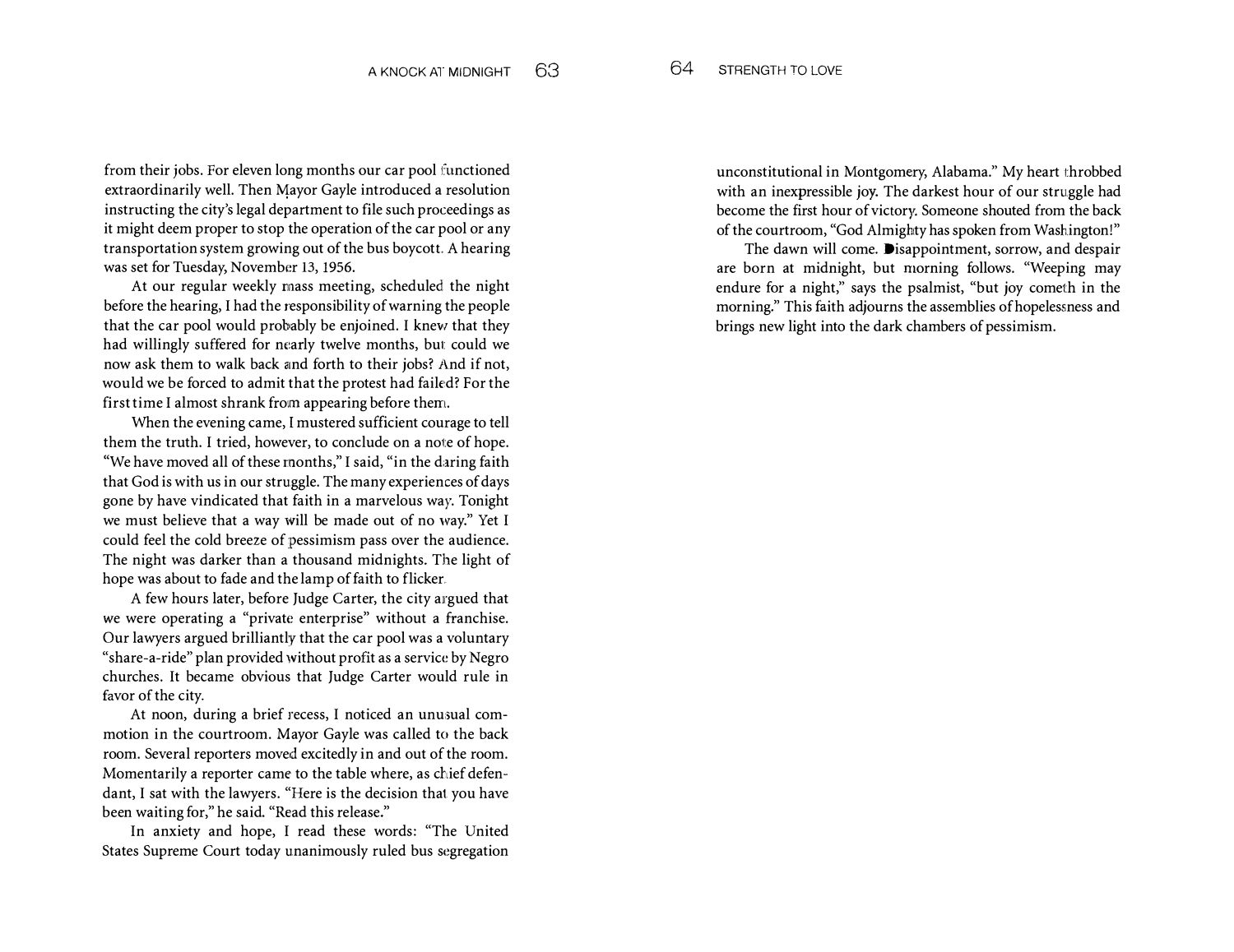from their jobs. For eleven long months our car pool functioned extraordinarily well. Then Mayor Gayle introduced a resolution instructing the city's legal department to file such proceedings as it might deem proper to stop the operation of the car pool or any transportation system growing out of the bus boycott. A hearing was set for Tuesday, November 13, 1956.

At our regular weekly mass meeting, scheduled the night before the hearing, I had the responsibility of warning the people that the car pool would probably be enjoined. I knew that they had willingly suffered for nearly twelve months, but could we now ask them to walk back and forth to their jobs? And if not, would we be forced to admit that the protest had failed? For the first time I almost shrank from appearing before them.

When the evening came, I mustered sufficient courage to tell them the truth. I tried, however, to conclude on a note of hope. "We have moved all of these months," I said, "in the daring faith that God is with us in our struggle. The many experiences of days gone by have vindicated that faith in a marvelous way. Tonight we must believe that a way will be made out of no way." Yet I could feel the cold breeze of pessimism pass over the audience. The night was darker than a thousand midnights. The light of hope was about to fade and the lamp of faith to flicker.

A few hours later, before Judge Carter, the city argued that we were operating a "private enterprise" without a franchise. Our lawyers argued brilliantly that the car pool was a voluntary "share-a-ride" plan provided without profit as a service by Negro churches. It became obvious that Judge Carter would rule in favor of the city.

At noon, during a brief recess, I noticed an unusual commotion in the courtroom. Mayor Gayle was called to the back room. Several reporters moved excitedly in and out of the room. Momentarily a reporter came to the table where, as chief defendant, I sat with the lawyers. "Here is the decision that you have been waiting for," he said. "Read this release."

In anxiety and hope, I read these words: "The United States Supreme Court today unanimously ruled bus segregation unconstitutional in Montgomery, Alabama." My heart throbbed with an inexpressible joy. The darkest hour of our struggle had become the first hour of victory. Someone shouted from the back of the courtroom, "God Almighty has spoken from Washington!"

The dawn will come. Disappointment, sorrow, and despair are born at midnight, but morning follows. "Weeping may endure for a night," says the psalmist, "but joy cometh in the morning." This faith adjourns the assemblies of hopelessness and brings new light into the dark chambers of pessimism.